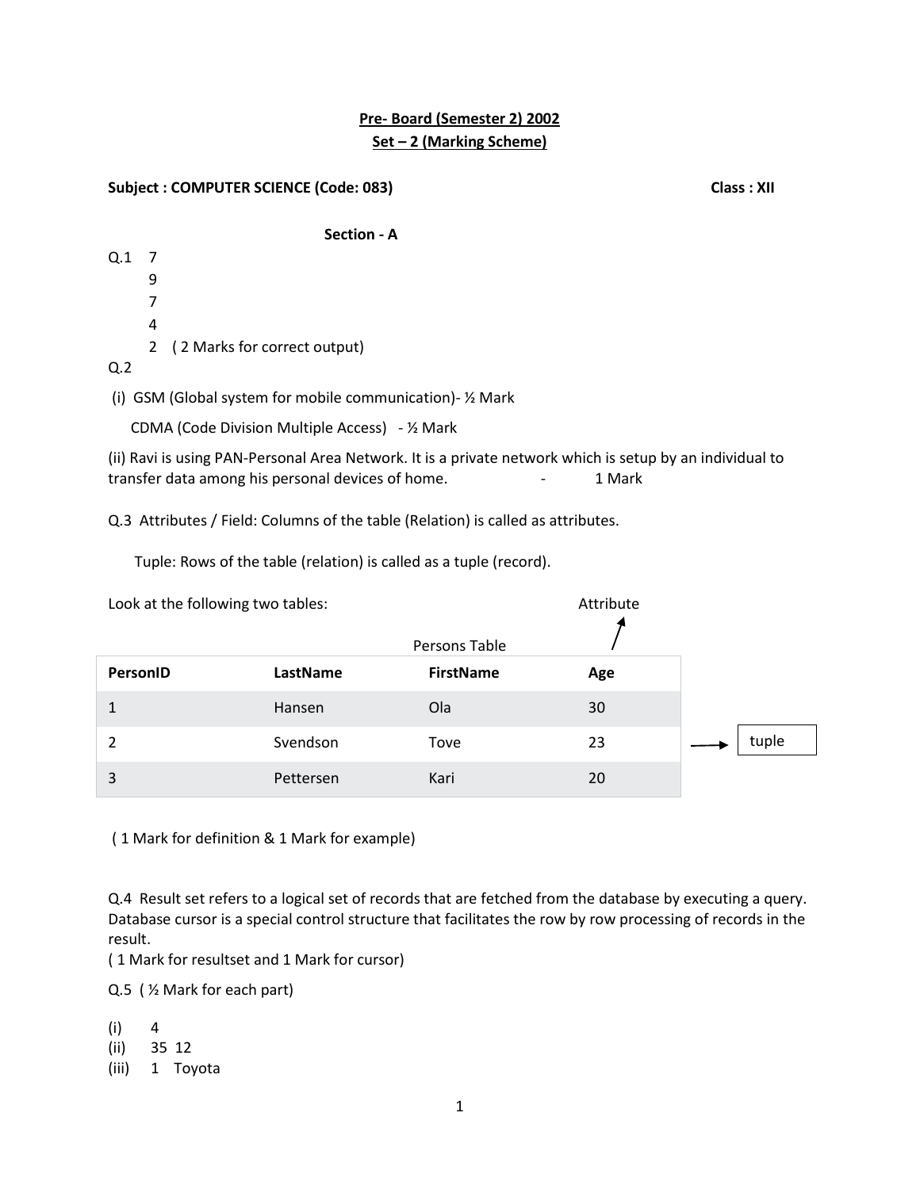**Pre- Board (Semester 2) 2002**

**Set – 2 (Marking Scheme)**

**Subject : COMPUTER SCIENCE (Code: 083)** **Class : XII**

**Section - A**

Q.1 7
9
7
4
2 ( 2 Marks for correct output)

Q.2

(i) GSM (Global system for mobile communication)- ½ Mark

CDMA (Code Division Multiple Access) - ½ Mark

(ii) Ravi is using PAN-Personal Area Network. It is a private network which is setup by an individual to transfer data among his personal devices of home. - 1 Mark

Q.3 Attributes / Field: Columns of the table (Relation) is called as attributes.

Tuple: Rows of the table (relation) is called as a tuple (record).

Look at the following two tables: Attribute

Persons Table

| PersonID | LastName | FirstName | Age |
|---|---|---|---|
| 1 | Hansen | Ola | 30 |
| 2 | Svendson | Tove | 23 |
| 3 | Pettersen | Kari | 20 |

→ tuple

( 1 Mark for definition & 1 Mark for example)

Q.4 Result set refers to a logical set of records that are fetched from the database by executing a query. Database cursor is a special control structure that facilitates the row by row processing of records in the result.
( 1 Mark for resultset and 1 Mark for cursor)

Q.5 ( ½ Mark for each part)

(i) 4
(ii) 35 12
(iii) 1 Toyota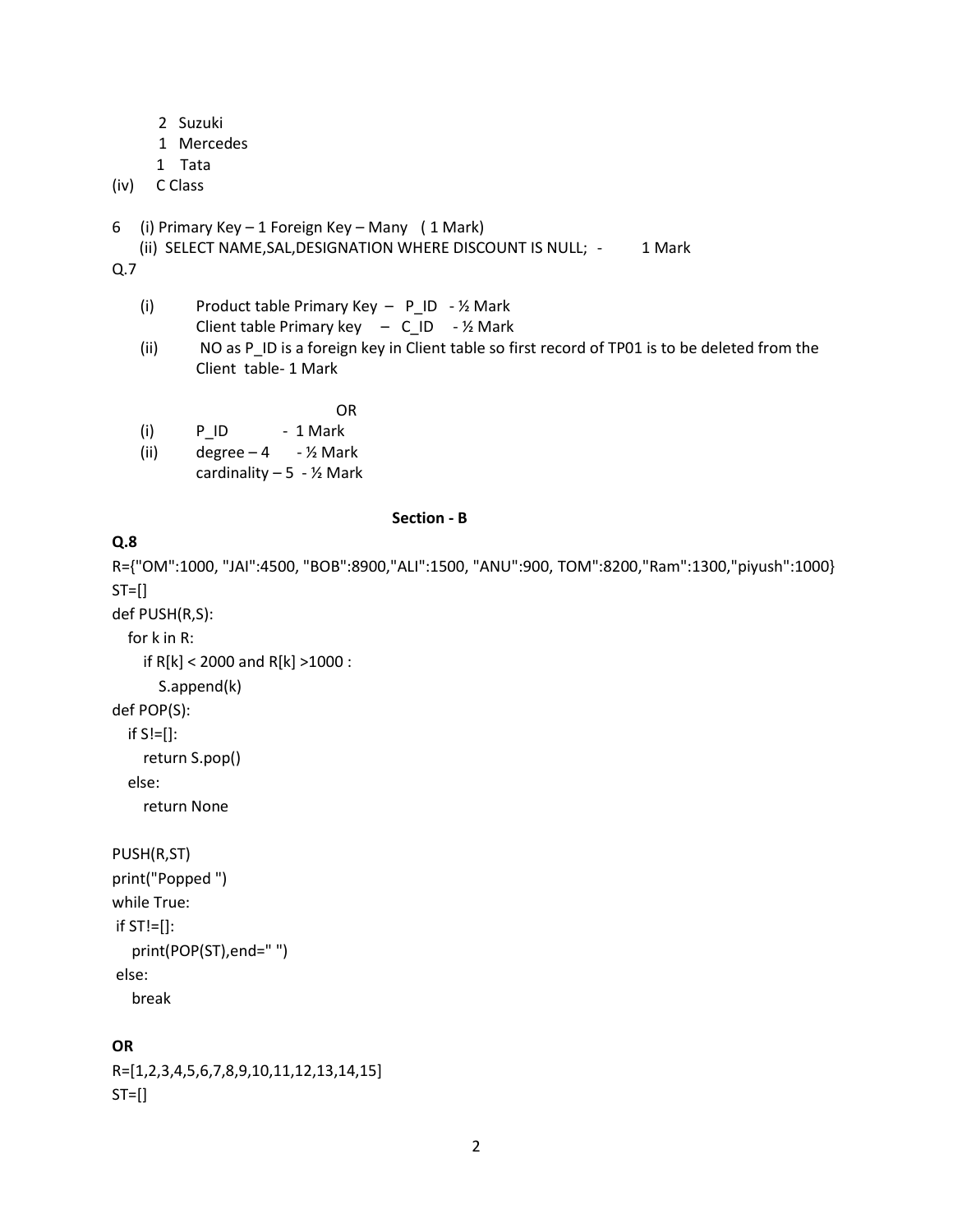2 Suzuki
1 Mercedes
1 Tata

(iv) C Class

6 (i) Primary Key – 1 Foreign Key – Many ( 1 Mark)
(ii) SELECT NAME,SAL,DESIGNATION WHERE DISCOUNT IS NULL; - 1 Mark

Q.7

(i) Product table Primary Key – P_ID - ½ Mark
Client table Primary key – C_ID - ½ Mark

(ii) NO as P_ID is a foreign key in Client table so first record of TP01 is to be deleted from the Client table- 1 Mark

OR

(i) P_ID - 1 Mark

(ii) degree – 4 - ½ Mark
cardinality – 5 - ½ Mark

## Section - B

**Q.8**

```
R={"OM":1000, "JAI":4500, "BOB":8900,"ALI":1500, "ANU":900, TOM":8200,"Ram":1300,"piyush":1000}
ST=[]
def PUSH(R,S):
   for k in R:
      if R[k] < 2000 and R[k] >1000 :
         S.append(k)
def POP(S):
   if S!=[]:
      return S.pop()
   else:
      return None

PUSH(R,ST)
print("Popped ")
while True:
 if ST!=[]:
    print(POP(ST),end=" ")
 else:
    break
```

**OR**

```
R=[1,2,3,4,5,6,7,8,9,10,11,12,13,14,15]
ST=[]
```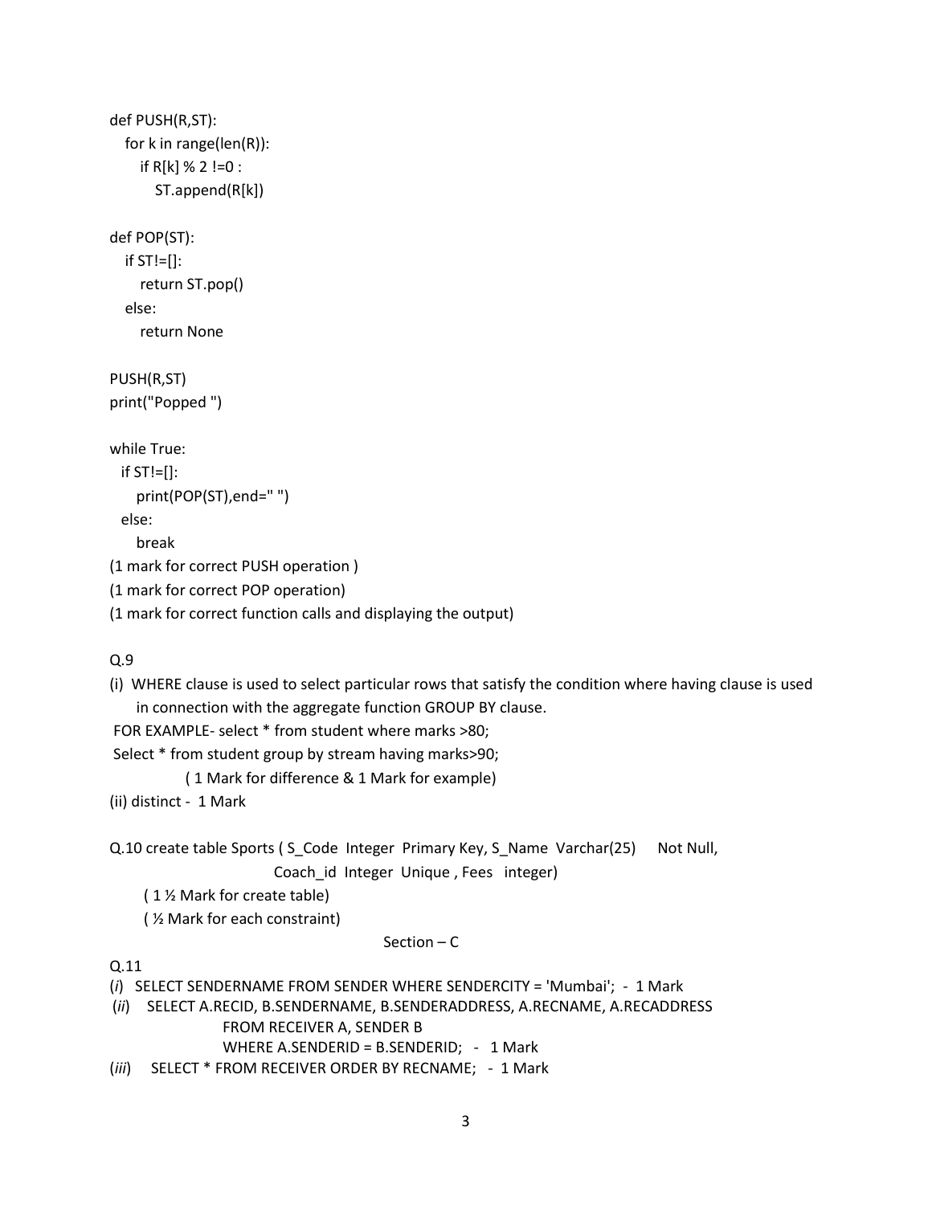```
def PUSH(R,ST):
   for k in range(len(R)):
      if R[k] % 2 !=0 :
         ST.append(R[k])

def POP(ST):
   if ST!=[]:
      return ST.pop()
   else:
      return None

PUSH(R,ST)
print("Popped ")

while True:
  if ST!=[]:
     print(POP(ST),end=" ")
  else:
     break
```

(1 mark for correct PUSH operation )

(1 mark for correct POP operation)

(1 mark for correct function calls and displaying the output)

Q.9

(i) WHERE clause is used to select particular rows that satisfy the condition where having clause is used in connection with the aggregate function GROUP BY clause.

FOR EXAMPLE- select * from student where marks >80;

Select * from student group by stream having marks>90;

( 1 Mark for difference & 1 Mark for example)

(ii) distinct - 1 Mark

Q.10 create table Sports ( S_Code Integer Primary Key, S_Name Varchar(25) Not Null, Coach_id Integer Unique , Fees integer)

( 1 ½ Mark for create table)

( ½ Mark for each constraint)

## Section – C

Q.11

(*i*) SELECT SENDERNAME FROM SENDER WHERE SENDERCITY = 'Mumbai'; - 1 Mark

(*ii*) SELECT A.RECID, B.SENDERNAME, B.SENDERADDRESS, A.RECNAME, A.RECADDRESS FROM RECEIVER A, SENDER B WHERE A.SENDERID = B.SENDERID; - 1 Mark

(*iii*) SELECT * FROM RECEIVER ORDER BY RECNAME; - 1 Mark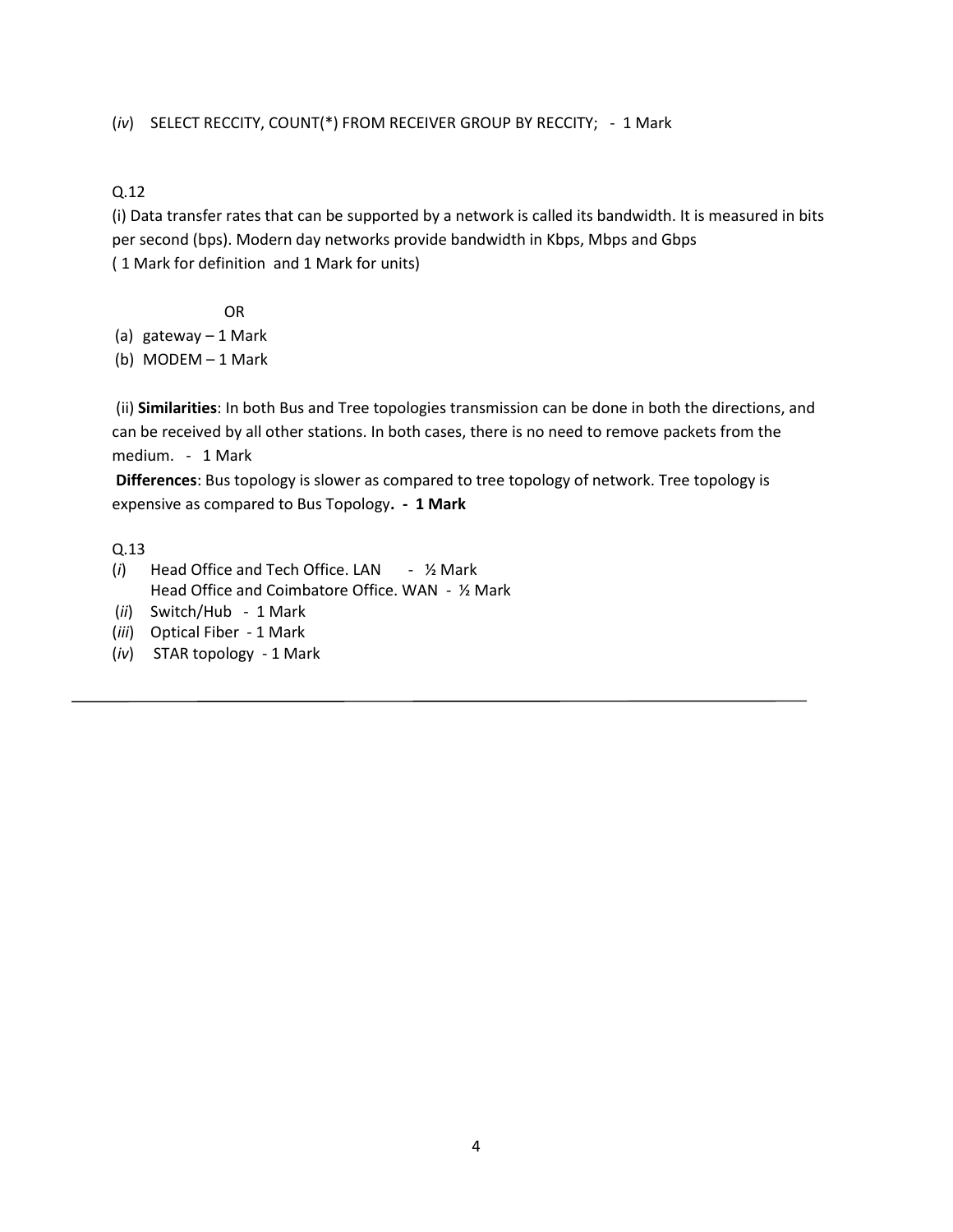(*iv*) SELECT RECCITY, COUNT(*) FROM RECEIVER GROUP BY RECCITY; - 1 Mark

Q.12

(i) Data transfer rates that can be supported by a network is called its bandwidth. It is measured in bits per second (bps). Modern day networks provide bandwidth in Kbps, Mbps and Gbps
( 1 Mark for definition and 1 Mark for units)

OR

(a) gateway – 1 Mark
(b) MODEM – 1 Mark

(ii) **Similarities**: In both Bus and Tree topologies transmission can be done in both the directions, and can be received by all other stations. In both cases, there is no need to remove packets from the medium. - 1 Mark

**Differences**: Bus topology is slower as compared to tree topology of network. Tree topology is expensive as compared to Bus Topology**. - 1 Mark**

Q.13

(*i*) Head Office and Tech Office. LAN - ½ Mark
Head Office and Coimbatore Office. WAN - ½ Mark
(*ii*) Switch/Hub - 1 Mark
(*iii*) Optical Fiber - 1 Mark
(*iv*) STAR topology - 1 Mark